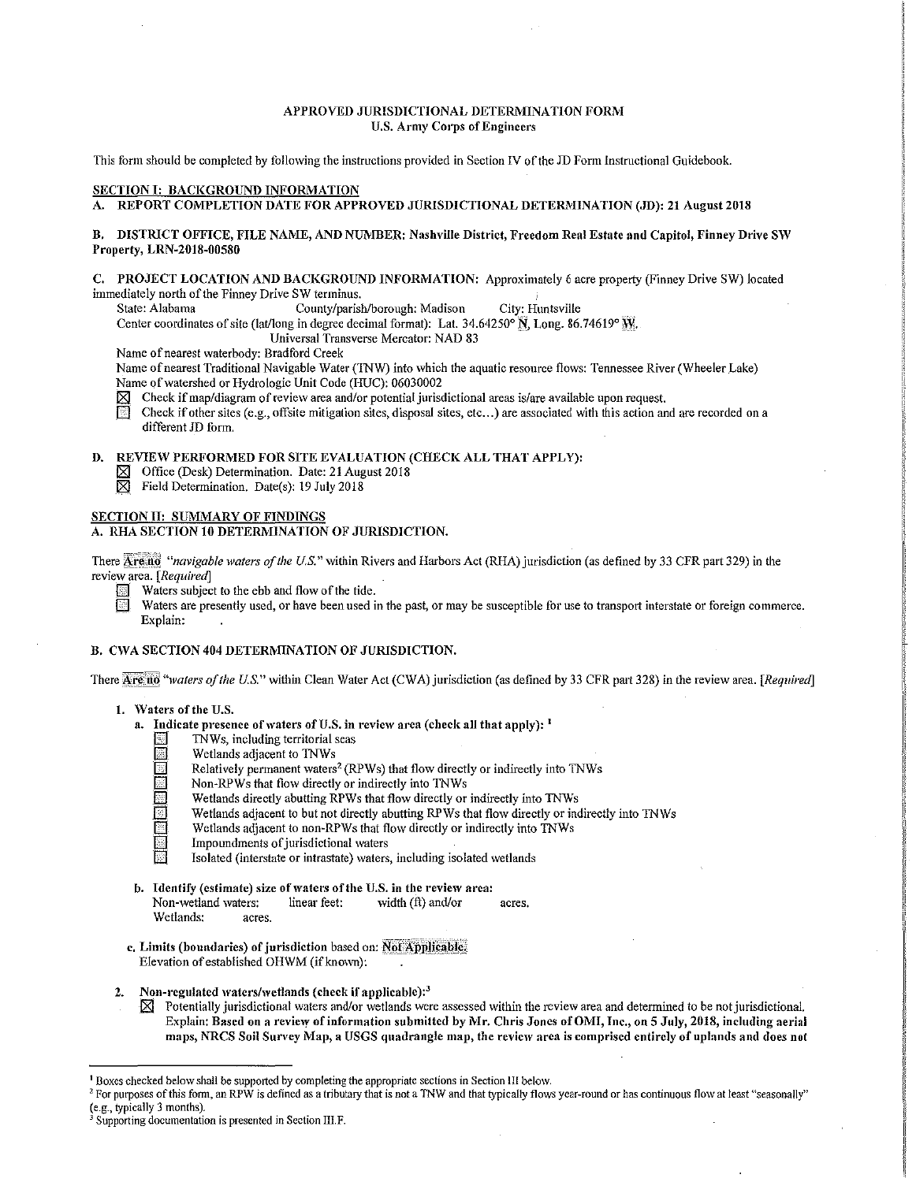# APPROVED JURISDICTIONAL DETERMINATION FORM
## U.S. Army Corps of Engineers

This form should be completed by following the instructions provided in Section IV of the JD Form Instructional Guidebook.

## SECTION I: BACKGROUND INFORMATION

**A. REPORT COMPLETION DATE FOR APPROVED JURISDICTIONAL DETERMINATION (JD): 21 August 2018**

**B. DISTRICT OFFICE, FILE NAME, AND NUMBER: Nashville District, Freedom Real Estate and Capitol, Finney Drive SW Property, LRN-2018-00580**

**C. PROJECT LOCATION AND BACKGROUND INFORMATION:** Approximately 6 acre property (Finney Drive SW) located immediately north of the Finney Drive SW terminus.

State: Alabama County/parish/borough: Madison City: Huntsville

Center coordinates of site (lat/long in degree decimal format): Lat. 34.64250° N, Long. 86.74619° W.

Universal Transverse Mercator: NAD 83

Name of nearest waterbody: Bradford Creek

Name of nearest Traditional Navigable Water (TNW) into which the aquatic resource flows: Tennessee River (Wheeler Lake)

Name of watershed or Hydrologic Unit Code (HUC): 06030002

- ☒ Check if map/diagram of review area and/or potential jurisdictional areas is/are available upon request.
- ☐ Check if other sites (e.g., offsite mitigation sites, disposal sites, etc…) are associated with this action and are recorded on a different JD form.

**D. REVIEW PERFORMED FOR SITE EVALUATION (CHECK ALL THAT APPLY):**

- ☒ Office (Desk) Determination. Date: 21 August 2018
- ☒ Field Determination. Date(s): 19 July 2018

## SECTION II: SUMMARY OF FINDINGS

**A. RHA SECTION 10 DETERMINATION OF JURISDICTION.**

There **Are no** *"navigable waters of the U.S."* within Rivers and Harbors Act (RHA) jurisdiction (as defined by 33 CFR part 329) in the review area. *[Required]*

- ☐ Waters subject to the ebb and flow of the tide.
- ☐ Waters are presently used, or have been used in the past, or may be susceptible for use to transport interstate or foreign commerce. Explain: .

**B. CWA SECTION 404 DETERMINATION OF JURISDICTION.**

There **Are no** *"waters of the U.S."* within Clean Water Act (CWA) jurisdiction (as defined by 33 CFR part 328) in the review area. *[Required]*

**1. Waters of the U.S.**

**a. Indicate presence of waters of U.S. in review area (check all that apply):** [1]

- ☐ TNWs, including territorial seas
- ☐ Wetlands adjacent to TNWs
- ☐ Relatively permanent waters[2] (RPWs) that flow directly or indirectly into TNWs
- ☐ Non-RPWs that flow directly or indirectly into TNWs
- ☐ Wetlands directly abutting RPWs that flow directly or indirectly into TNWs
- ☐ Wetlands adjacent to but not directly abutting RPWs that flow directly or indirectly into TNWs
- ☐ Wetlands adjacent to non-RPWs that flow directly or indirectly into TNWs
- ☐ Impoundments of jurisdictional waters
- ☐ Isolated (interstate or intrastate) waters, including isolated wetlands

**b. Identify (estimate) size of waters of the U.S. in the review area:**

Non-wetland waters: linear feet: width (ft) and/or acres.

Wetlands: acres.

**c. Limits (boundaries) of jurisdiction** based on: **Not Applicable.**

Elevation of established OHWM (if known): .

**2. Non-regulated waters/wetlands (check if applicable):**[3]

- ☒ Potentially jurisdictional waters and/or wetlands were assessed within the review area and determined to be not jurisdictional. Explain: **Based on a review of information submitted by Mr. Chris Jones of OMI, Inc., on 5 July, 2018, including aerial maps, NRCS Soil Survey Map, a USGS quadrangle map, the review area is comprised entirely of uplands and does not**

---

[1] Boxes checked below shall be supported by completing the appropriate sections in Section III below.

[2] For purposes of this form, an RPW is defined as a tributary that is not a TNW and that typically flows year-round or has continuous flow at least "seasonally" (e.g., typically 3 months).

[3] Supporting documentation is presented in Section III.F.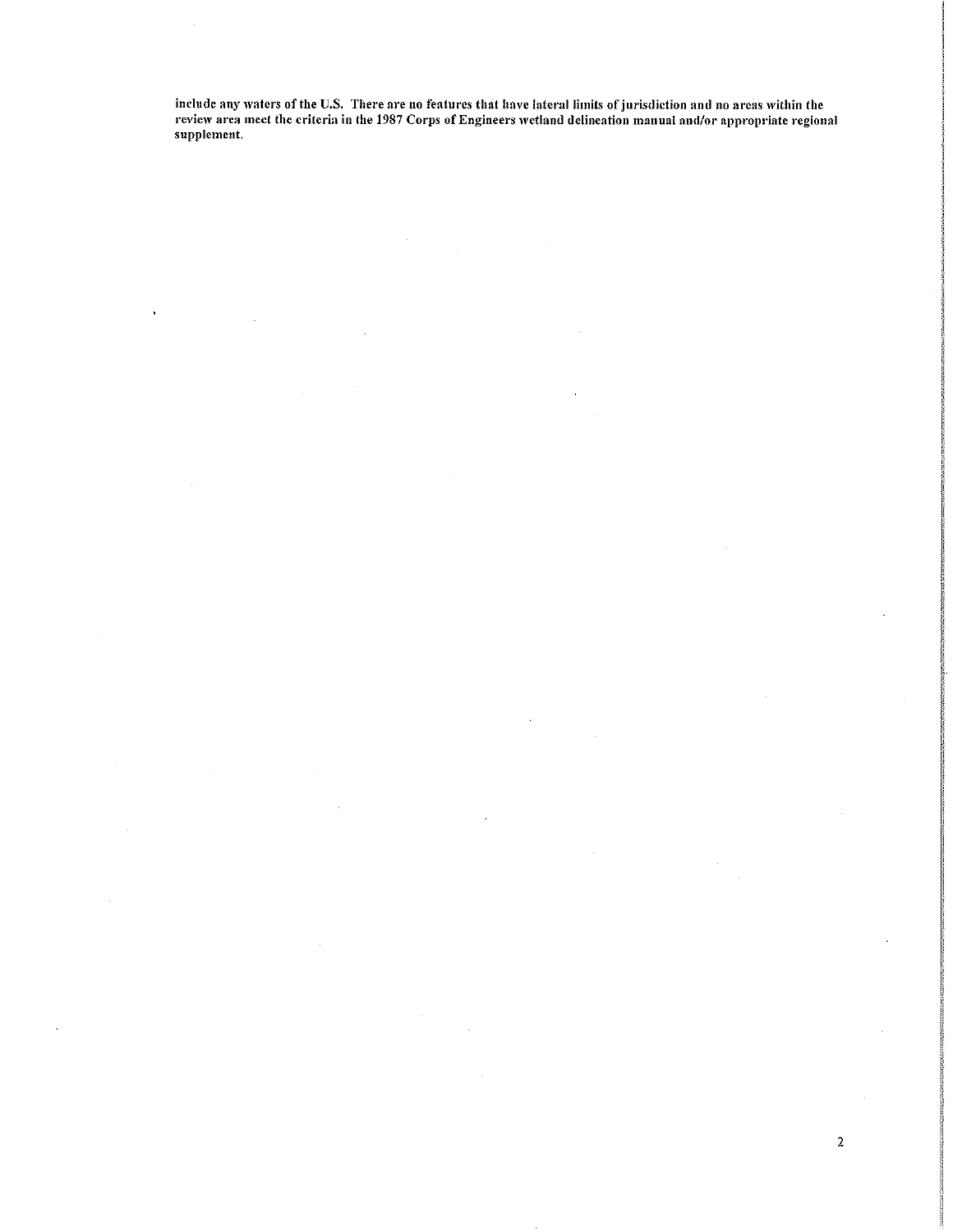**include any waters of the U.S. There are no features that have lateral limits of jurisdiction and no areas within the review area meet the criteria in the 1987 Corps of Engineers wetland delineation manual and/or appropriate regional supplement.**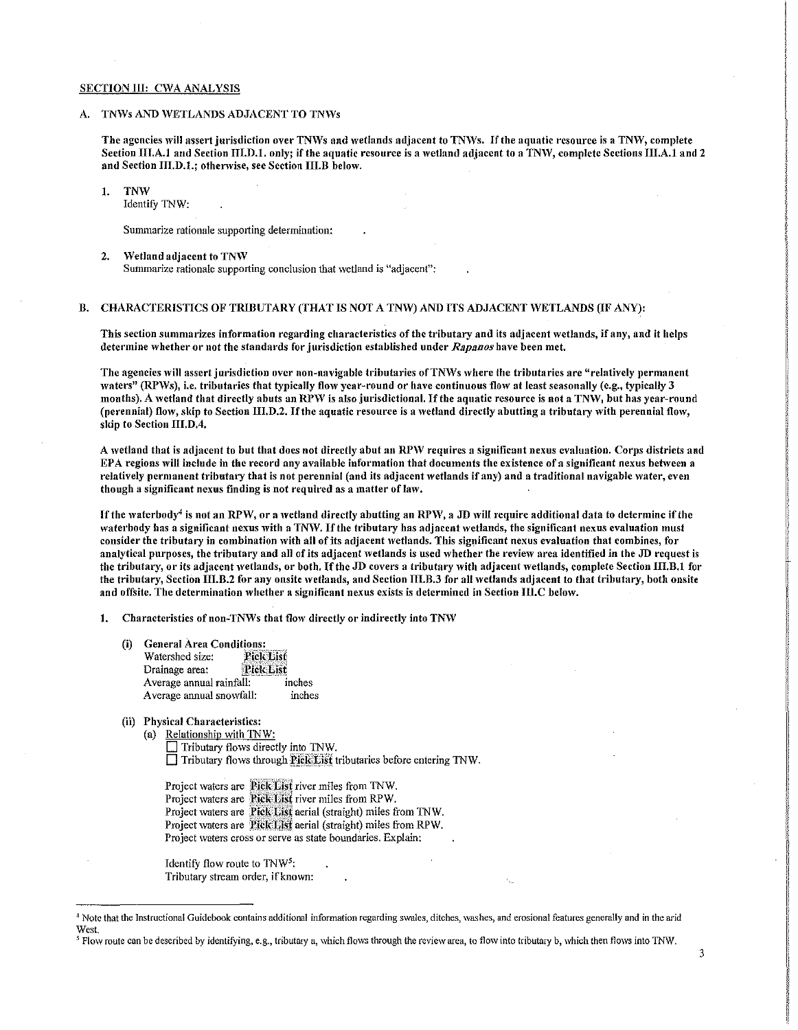## SECTION III: CWA ANALYSIS

### A. TNWs AND WETLANDS ADJACENT TO TNWs

**The agencies will assert jurisdiction over TNWs and wetlands adjacent to TNWs. If the aquatic resource is a TNW, complete Section III.A.1 and Section III.D.1. only; if the aquatic resource is a wetland adjacent to a TNW, complete Sections III.A.1 and 2 and Section III.D.1.; otherwise, see Section III.B below.**

1. **TNW**
   Identify TNW: .

   Summarize rationale supporting determination: .

2. **Wetland adjacent to TNW**
   Summarize rationale supporting conclusion that wetland is "adjacent": .

### B. CHARACTERISTICS OF TRIBUTARY (THAT IS NOT A TNW) AND ITS ADJACENT WETLANDS (IF ANY):

**This section summarizes information regarding characteristics of the tributary and its adjacent wetlands, if any, and it helps determine whether or not the standards for jurisdiction established under *Rapanos* have been met.**

**The agencies will assert jurisdiction over non-navigable tributaries of TNWs where the tributaries are "relatively permanent waters" (RPWs), i.e. tributaries that typically flow year-round or have continuous flow at least seasonally (e.g., typically 3 months). A wetland that directly abuts an RPW is also jurisdictional. If the aquatic resource is not a TNW, but has year-round (perennial) flow, skip to Section III.D.2. If the aquatic resource is a wetland directly abutting a tributary with perennial flow, skip to Section III.D.4.**

**A wetland that is adjacent to but that does not directly abut an RPW requires a significant nexus evaluation. Corps districts and EPA regions will include in the record any available information that documents the existence of a significant nexus between a relatively permanent tributary that is not perennial (and its adjacent wetlands if any) and a traditional navigable water, even though a significant nexus finding is not required as a matter of law.**

**If the waterbody[4] is not an RPW, or a wetland directly abutting an RPW, a JD will require additional data to determine if the waterbody has a significant nexus with a TNW. If the tributary has adjacent wetlands, the significant nexus evaluation must consider the tributary in combination with all of its adjacent wetlands. This significant nexus evaluation that combines, for analytical purposes, the tributary and all of its adjacent wetlands is used whether the review area identified in the JD request is the tributary, or its adjacent wetlands, or both. If the JD covers a tributary with adjacent wetlands, complete Section III.B.1 for the tributary, Section III.B.2 for any onsite wetlands, and Section III.B.3 for all wetlands adjacent to that tributary, both onsite and offsite. The determination whether a significant nexus exists is determined in Section III.C below.**

1. **Characteristics of non-TNWs that flow directly or indirectly into TNW**

   (i) **General Area Conditions:**
   Watershed size: Pick List
   Drainage area: Pick List
   Average annual rainfall: inches
   Average annual snowfall: inches

   (ii) **Physical Characteristics:**
   (a) Relationship with TNW:
   ☐ Tributary flows directly into TNW.
   ☐ Tributary flows through Pick List tributaries before entering TNW.

   Project waters are Pick List river miles from TNW.
   Project waters are Pick List river miles from RPW.
   Project waters are Pick List aerial (straight) miles from TNW.
   Project waters are Pick List aerial (straight) miles from RPW.
   Project waters cross or serve as state boundaries. Explain: .

   Identify flow route to TNW[5]: .
   Tributary stream order, if known: .

---

[4] Note that the Instructional Guidebook contains additional information regarding swales, ditches, washes, and erosional features generally and in the arid West.

[5] Flow route can be described by identifying, e.g., tributary a, which flows through the review area, to flow into tributary b, which then flows into TNW.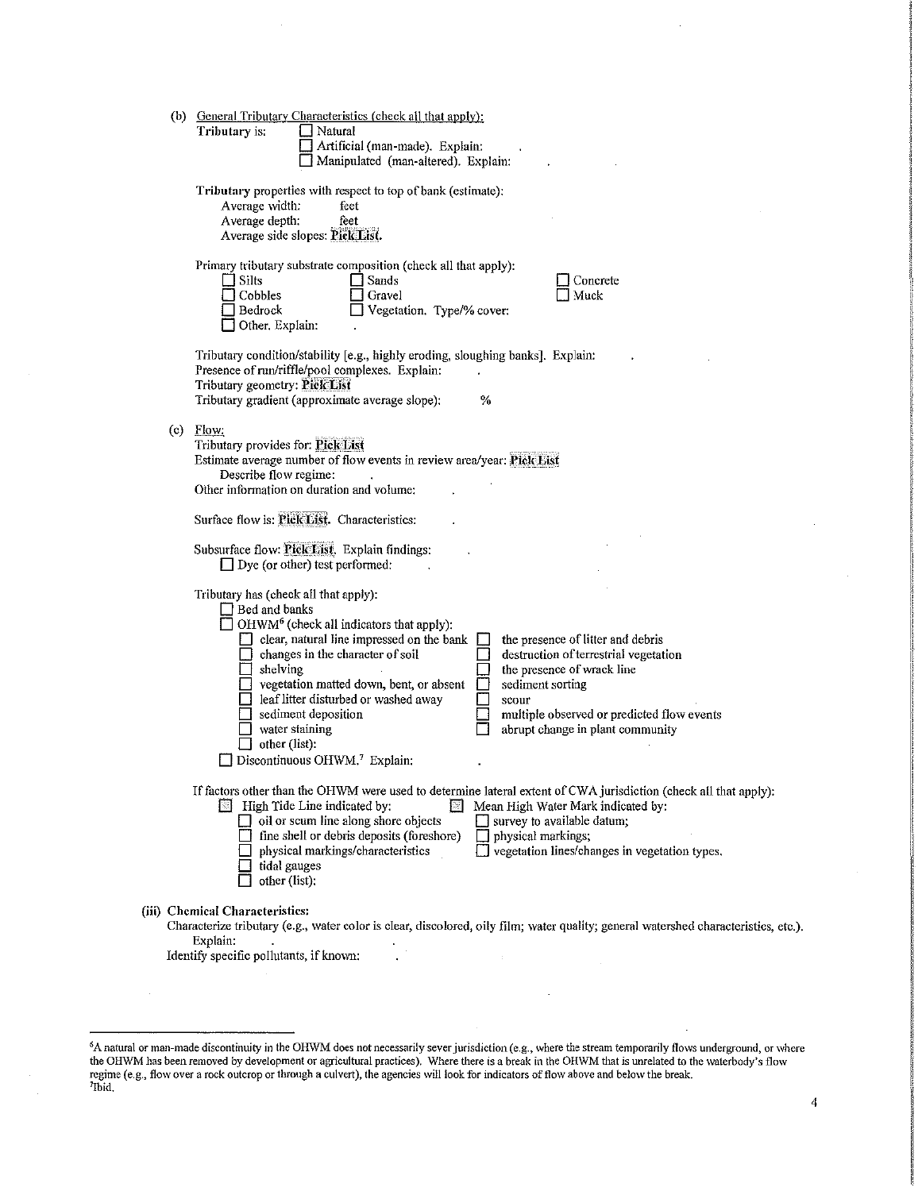(b) General Tributary Characteristics (check all that apply):

**Tributary** is: ☐ Natural
☐ Artificial (man-made). Explain: .
☐ Manipulated (man-altered). Explain: .

**Tributary** properties with respect to top of bank (estimate):
Average width: feet
Average depth: feet
Average side slopes: **Pick List**.

Primary tributary substrate composition (check all that apply):
☐ Silts ☐ Sands ☐ Concrete
☐ Cobbles ☐ Gravel ☐ Muck
☐ Bedrock ☐ Vegetation. Type/% cover:
☐ Other. Explain: .

Tributary condition/stability [e.g., highly eroding, sloughing banks]. Explain: .
Presence of run/riffle/pool complexes. Explain: .
Tributary geometry: **Pick List**
Tributary gradient (approximate average slope): %

(c) Flow:
Tributary provides for: **Pick List**
Estimate average number of flow events in review area/year: **Pick List**
Describe flow regime: .
Other information on duration and volume: .

Surface flow is: **Pick List**. Characteristics: .

Subsurface flow: **Pick List**. Explain findings: .
☐ Dye (or other) test performed: .

Tributary has (check all that apply):
☐ Bed and banks
☐ OHWM[6] (check all indicators that apply):
☐ clear, natural line impressed on the bank ☐ the presence of litter and debris
☐ changes in the character of soil ☐ destruction of terrestrial vegetation
☐ shelving ☐ the presence of wrack line
☐ vegetation matted down, bent, or absent ☐ sediment sorting
☐ leaf litter disturbed or washed away ☐ scour
☐ sediment deposition ☐ multiple observed or predicted flow events
☐ water staining ☐ abrupt change in plant community
☐ other (list):
☐ Discontinuous OHWM.[7] Explain: .

If factors other than the OHWM were used to determine lateral extent of CWA jurisdiction (check all that apply):
☐ High Tide Line indicated by: ☐ Mean High Water Mark indicated by:
☐ oil or scum line along shore objects ☐ survey to available datum;
☐ fine shell or debris deposits (foreshore) ☐ physical markings;
☐ physical markings/characteristics ☐ vegetation lines/changes in vegetation types.
☐ tidal gauges
☐ other (list):

**(iii) Chemical Characteristics:**
Characterize tributary (e.g., water color is clear, discolored, oily film; water quality; general watershed characteristics, etc.).
Explain: .
Identify specific pollutants, if known: .

---

[6]A natural or man-made discontinuity in the OHWM does not necessarily sever jurisdiction (e.g., where the stream temporarily flows underground, or where the OHWM has been removed by development or agricultural practices). Where there is a break in the OHWM that is unrelated to the waterbody's flow regime (e.g., flow over a rock outcrop or through a culvert), the agencies will look for indicators of flow above and below the break.
[7]Ibid.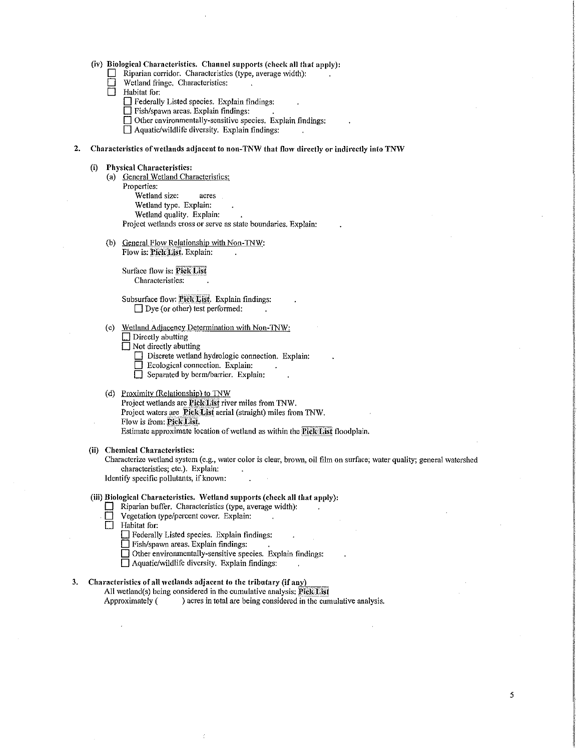(iv) **Biological Characteristics. Channel supports (check all that apply):**

- ☐ Riparian corridor. Characteristics (type, average width): .
- ☐ Wetland fringe. Characteristics: .
- ☐ Habitat for:
  - ☐ Federally Listed species. Explain findings: .
  - ☐ Fish/spawn areas. Explain findings: .
  - ☐ Other environmentally-sensitive species. Explain findings: .
  - ☐ Aquatic/wildlife diversity. Explain findings: .

**2. Characteristics of wetlands adjacent to non-TNW that flow directly or indirectly into TNW**

(i) **Physical Characteristics:**

(a) General Wetland Characteristics:

Properties:

Wetland size: acres

Wetland type. Explain: .

Wetland quality. Explain: .

Project wetlands cross or serve as state boundaries. Explain: .

(b) General Flow Relationship with Non-TNW:

Flow is: **Pick List**. Explain: .

Surface flow is: **Pick List**

Characteristics: .

Subsurface flow: **Pick List**. Explain findings: .

☐ Dye (or other) test performed: .

(c) Wetland Adjacency Determination with Non-TNW:

- ☐ Directly abutting
- ☐ Not directly abutting
  - ☐ Discrete wetland hydrologic connection. Explain: .
  - ☐ Ecological connection. Explain: .
  - ☐ Separated by berm/barrier. Explain: .

(d) Proximity (Relationship) to TNW

Project wetlands are **Pick List** river miles from TNW.

Project waters are **Pick List** aerial (straight) miles from TNW.

Flow is from: **Pick List**.

Estimate approximate location of wetland as within the **Pick List** floodplain.

(ii) **Chemical Characteristics:**

Characterize wetland system (e.g., water color is clear, brown, oil film on surface; water quality; general watershed characteristics; etc.). Explain: .

Identify specific pollutants, if known: .

(iii) **Biological Characteristics. Wetland supports (check all that apply):**

- ☐ Riparian buffer. Characteristics (type, average width): .
- ☐ Vegetation type/percent cover. Explain: .
- ☐ Habitat for:
  - ☐ Federally Listed species. Explain findings: .
  - ☐ Fish/spawn areas. Explain findings: .
  - ☐ Other environmentally-sensitive species. Explain findings: .
  - ☐ Aquatic/wildlife diversity. Explain findings: .

**3. Characteristics of all wetlands adjacent to the tributary (if any)**

All wetland(s) being considered in the cumulative analysis: **Pick List**

Approximately (  ) acres in total are being considered in the cumulative analysis.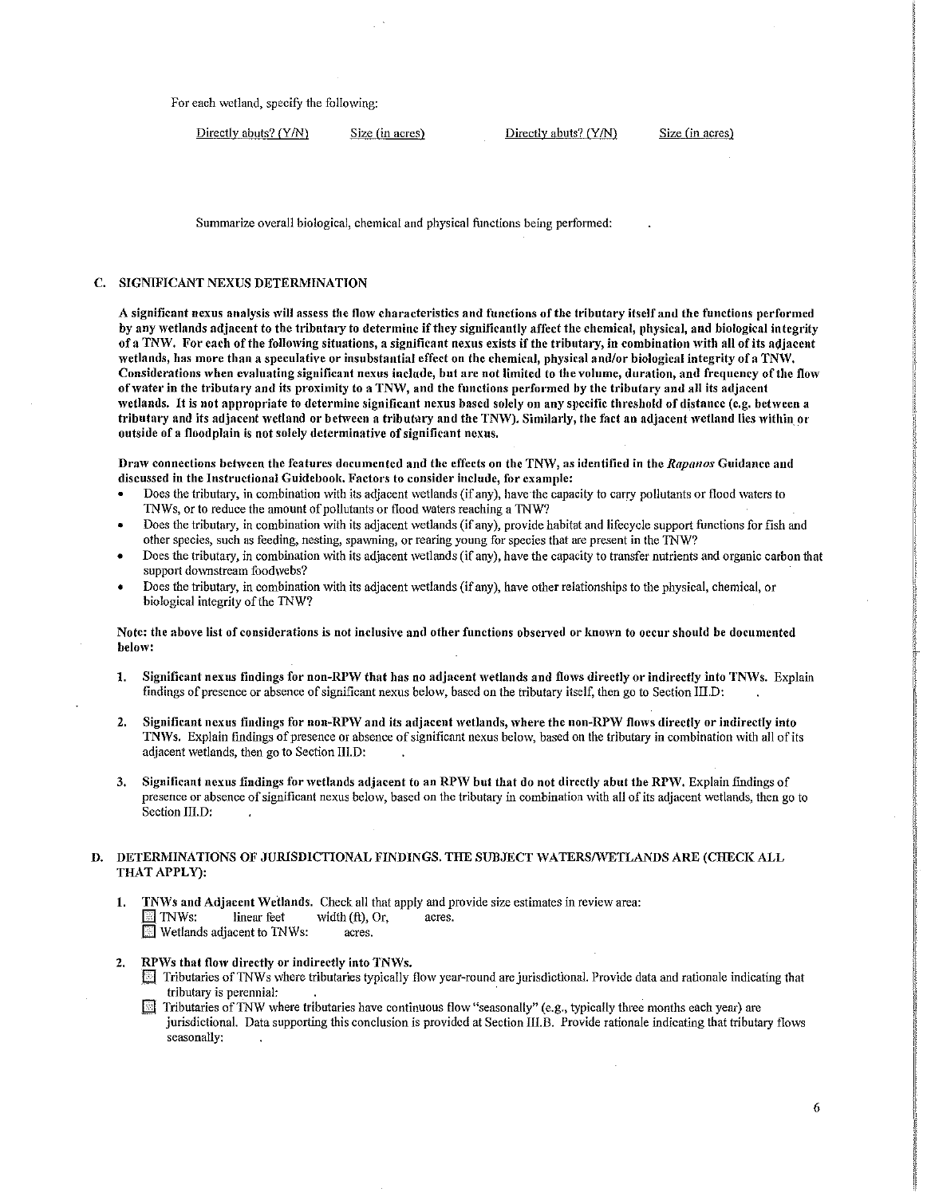For each wetland, specify the following:

| Directly abuts? (Y/N) | Size (in acres) | Directly abuts? (Y/N) | Size (in acres) |
|---|---|---|---|

Summarize overall biological, chemical and physical functions being performed: .

## C. SIGNIFICANT NEXUS DETERMINATION

**A significant nexus analysis will assess the flow characteristics and functions of the tributary itself and the functions performed by any wetlands adjacent to the tributary to determine if they significantly affect the chemical, physical, and biological integrity of a TNW. For each of the following situations, a significant nexus exists if the tributary, in combination with all of its adjacent wetlands, has more than a speculative or insubstantial effect on the chemical, physical and/or biological integrity of a TNW. Considerations when evaluating significant nexus include, but are not limited to the volume, duration, and frequency of the flow of water in the tributary and its proximity to a TNW, and the functions performed by the tributary and all its adjacent wetlands. It is not appropriate to determine significant nexus based solely on any specific threshold of distance (e.g. between a tributary and its adjacent wetland or between a tributary and the TNW). Similarly, the fact an adjacent wetland lies within or outside of a floodplain is not solely determinative of significant nexus.**

**Draw connections between the features documented and the effects on the TNW, as identified in the *Rapanos* Guidance and discussed in the Instructional Guidebook. Factors to consider include, for example:**

- Does the tributary, in combination with its adjacent wetlands (if any), have the capacity to carry pollutants or flood waters to TNWs, or to reduce the amount of pollutants or flood waters reaching a TNW?
- Does the tributary, in combination with its adjacent wetlands (if any), provide habitat and lifecycle support functions for fish and other species, such as feeding, nesting, spawning, or rearing young for species that are present in the TNW?
- Does the tributary, in combination with its adjacent wetlands (if any), have the capacity to transfer nutrients and organic carbon that support downstream foodwebs?
- Does the tributary, in combination with its adjacent wetlands (if any), have other relationships to the physical, chemical, or biological integrity of the TNW?

**Note: the above list of considerations is not inclusive and other functions observed or known to occur should be documented below:**

1. **Significant nexus findings for non-RPW that has no adjacent wetlands and flows directly or indirectly into TNWs.** Explain findings of presence or absence of significant nexus below, based on the tributary itself, then go to Section III.D: .

2. **Significant nexus findings for non-RPW and its adjacent wetlands, where the non-RPW flows directly or indirectly into TNWs.** Explain findings of presence or absence of significant nexus below, based on the tributary in combination with all of its adjacent wetlands, then go to Section III.D: .

3. **Significant nexus findings for wetlands adjacent to an RPW but that do not directly abut the RPW.** Explain findings of presence or absence of significant nexus below, based on the tributary in combination with all of its adjacent wetlands, then go to Section III.D: .

## D. DETERMINATIONS OF JURISDICTIONAL FINDINGS. THE SUBJECT WATERS/WETLANDS ARE (CHECK ALL THAT APPLY):

1. **TNWs and Adjacent Wetlands.** Check all that apply and provide size estimates in review area:
   - ☐ TNWs: linear feet width (ft), Or, acres.
   - ☐ Wetlands adjacent to TNWs: acres.

2. **RPWs that flow directly or indirectly into TNWs.**
   - ☐ Tributaries of TNWs where tributaries typically flow year-round are jurisdictional. Provide data and rationale indicating that tributary is perennial: .
   - ☐ Tributaries of TNW where tributaries have continuous flow "seasonally" (e.g., typically three months each year) are jurisdictional. Data supporting this conclusion is provided at Section III.B. Provide rationale indicating that tributary flows seasonally: .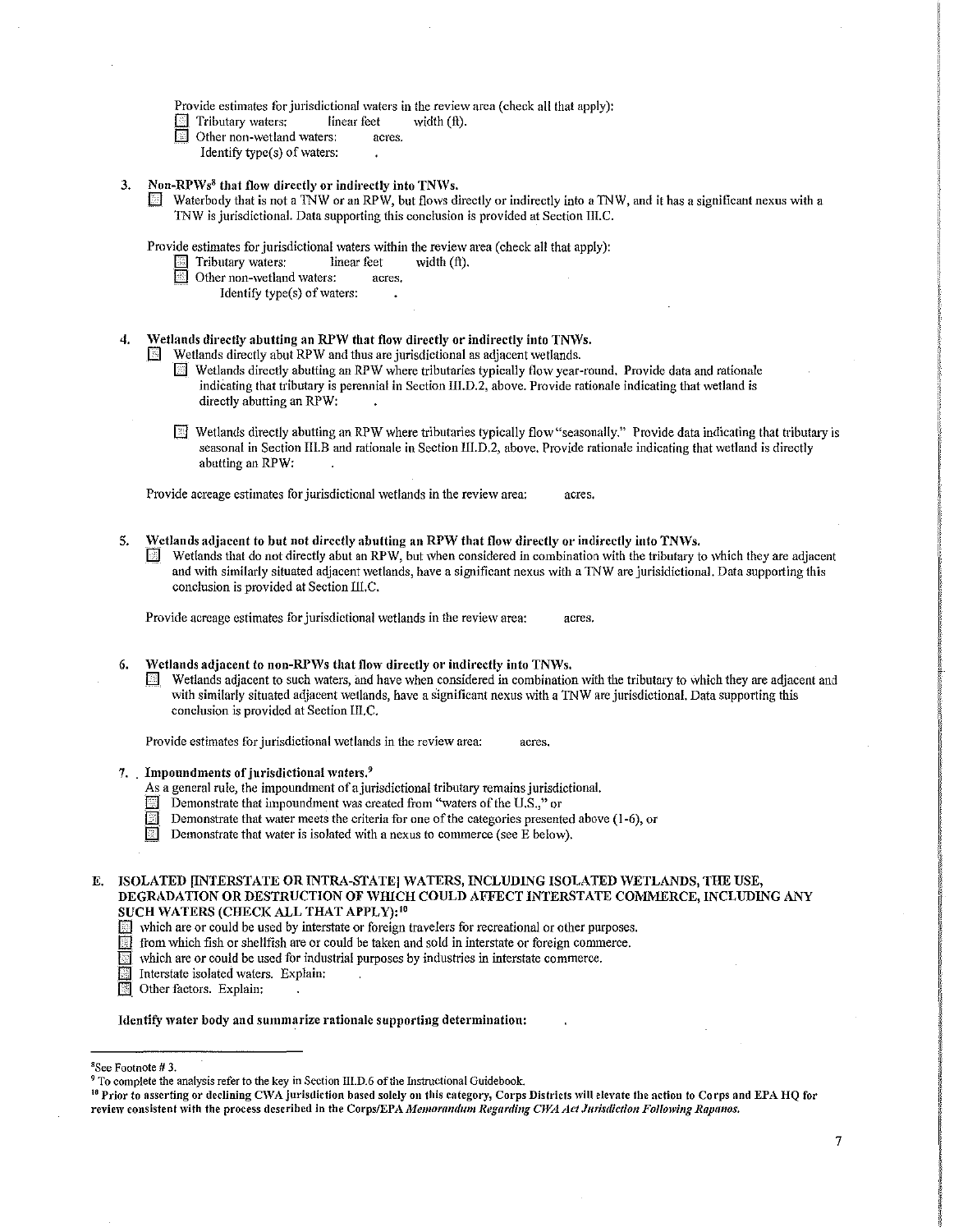Provide estimates for jurisdictional waters in the review area (check all that apply):

- ☐ Tributary waters: linear feet width (ft).
- ☐ Other non-wetland waters: acres.
  - Identify type(s) of waters: .

3. **Non-RPWs[8] that flow directly or indirectly into TNWs.**
   - ☐ Waterbody that is not a TNW or an RPW, but flows directly or indirectly into a TNW, and it has a significant nexus with a TNW is jurisdictional. Data supporting this conclusion is provided at Section III.C.

   Provide estimates for jurisdictional waters within the review area (check all that apply):

   - ☐ Tributary waters: linear feet width (ft).
   - ☐ Other non-wetland waters: acres.
     - Identify type(s) of waters: .

4. **Wetlands directly abutting an RPW that flow directly or indirectly into TNWs.**
   - ☐ Wetlands directly abut RPW and thus are jurisdictional as adjacent wetlands.
     - ☐ Wetlands directly abutting an RPW where tributaries typically flow year-round. Provide data and rationale indicating that tributary is perennial in Section III.D.2, above. Provide rationale indicating that wetland is directly abutting an RPW: .
     - ☐ Wetlands directly abutting an RPW where tributaries typically flow "seasonally." Provide data indicating that tributary is seasonal in Section III.B and rationale in Section III.D.2, above. Provide rationale indicating that wetland is directly abutting an RPW: .

   Provide acreage estimates for jurisdictional wetlands in the review area: acres.

5. **Wetlands adjacent to but not directly abutting an RPW that flow directly or indirectly into TNWs.**
   - ☐ Wetlands that do not directly abut an RPW, but when considered in combination with the tributary to which they are adjacent and with similarly situated adjacent wetlands, have a significant nexus with a TNW are jurisidictional. Data supporting this conclusion is provided at Section III.C.

   Provide acreage estimates for jurisdictional wetlands in the review area: acres.

6. **Wetlands adjacent to non-RPWs that flow directly or indirectly into TNWs.**
   - ☐ Wetlands adjacent to such waters, and have when considered in combination with the tributary to which they are adjacent and with similarly situated adjacent wetlands, have a significant nexus with a TNW are jurisdictional. Data supporting this conclusion is provided at Section III.C.

   Provide estimates for jurisdictional wetlands in the review area: acres.

7. **Impoundments of jurisdictional waters.[9]**

   As a general rule, the impoundment of a jurisdictional tributary remains jurisdictional.

   - ☐ Demonstrate that impoundment was created from "waters of the U.S.," or
   - ☐ Demonstrate that water meets the criteria for one of the categories presented above (1-6), or
   - ☐ Demonstrate that water is isolated with a nexus to commerce (see E below).

**E. ISOLATED [INTERSTATE OR INTRA-STATE] WATERS, INCLUDING ISOLATED WETLANDS, THE USE, DEGRADATION OR DESTRUCTION OF WHICH COULD AFFECT INTERSTATE COMMERCE, INCLUDING ANY SUCH WATERS (CHECK ALL THAT APPLY):[10]**

- ☐ which are or could be used by interstate or foreign travelers for recreational or other purposes.
- ☐ from which fish or shellfish are or could be taken and sold in interstate or foreign commerce.
- ☐ which are or could be used for industrial purposes by industries in interstate commerce.
- ☐ Interstate isolated waters. Explain: .
- ☐ Other factors. Explain: .

**Identify water body and summarize rationale supporting determination:** .

---

[8] See Footnote # 3.

[9] To complete the analysis refer to the key in Section III.D.6 of the Instructional Guidebook.

[10] **Prior to asserting or declining CWA jurisdiction based solely on this category, Corps Districts will elevate the action to Corps and EPA HQ for review consistent with the process described in the Corps/EPA *Memorandum Regarding CWA Act Jurisdiction Following Rapanos.***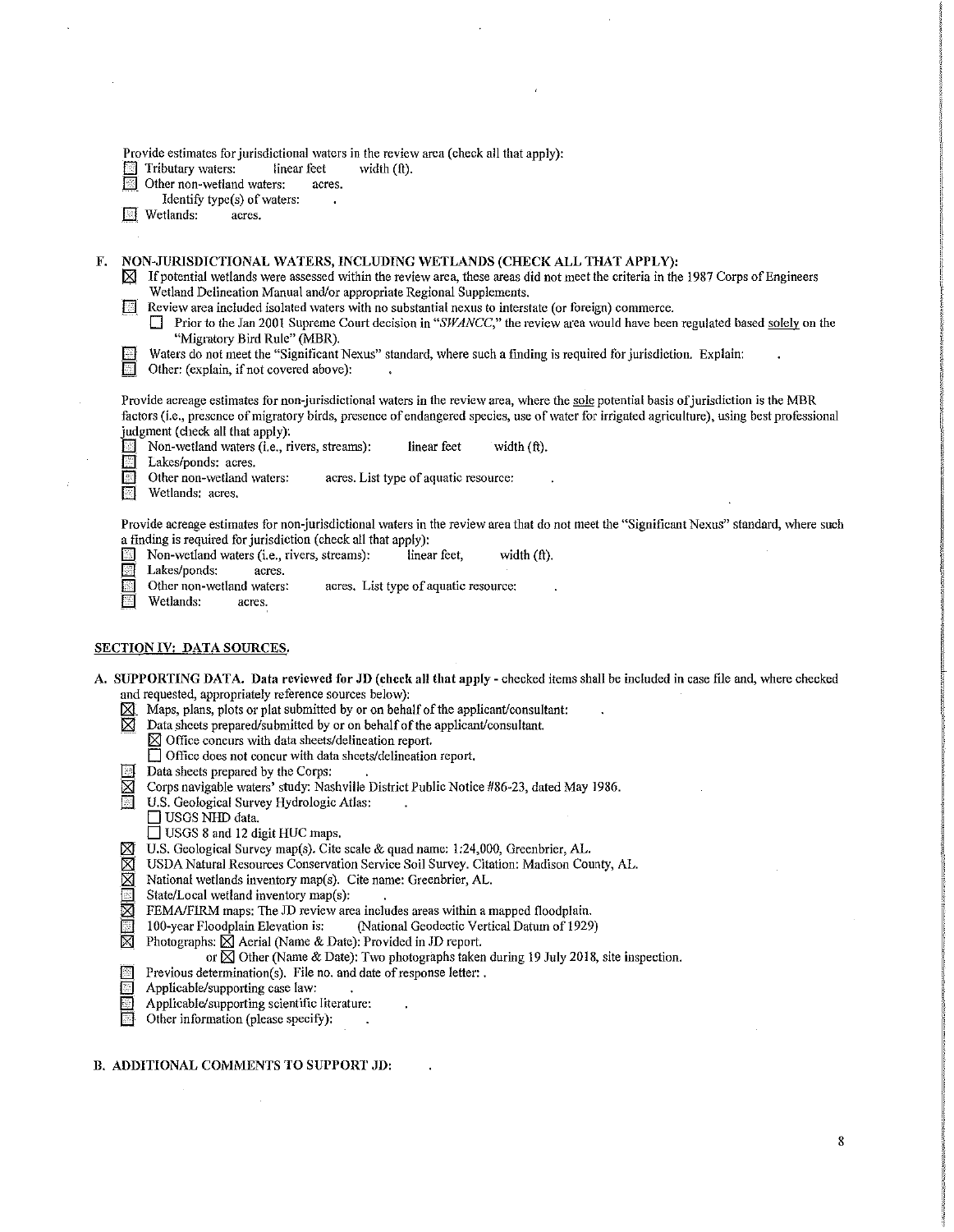Provide estimates for jurisdictional waters in the review area (check all that apply):

- ☐ Tributary waters: linear feet width (ft).
- ☐ Other non-wetland waters: acres.
  - Identify type(s) of waters: .
- ☐ Wetlands: acres.

**F. NON-JURISDICTIONAL WATERS, INCLUDING WETLANDS (CHECK ALL THAT APPLY):**

- ☒ If potential wetlands were assessed within the review area, these areas did not meet the criteria in the 1987 Corps of Engineers Wetland Delineation Manual and/or appropriate Regional Supplements.
- ☐ Review area included isolated waters with no substantial nexus to interstate (or foreign) commerce.
  - ☐ Prior to the Jan 2001 Supreme Court decision in "*SWANCC*," the review area would have been regulated based solely on the "Migratory Bird Rule" (MBR).
- ☐ Waters do not meet the "Significant Nexus" standard, where such a finding is required for jurisdiction. Explain: .
- ☐ Other: (explain, if not covered above): .

Provide acreage estimates for non-jurisdictional waters in the review area, where the sole potential basis of jurisdiction is the MBR factors (i.e., presence of migratory birds, presence of endangered species, use of water for irrigated agriculture), using best professional judgment (check all that apply):

- ☐ Non-wetland waters (i.e., rivers, streams): linear feet width (ft).
- ☐ Lakes/ponds: acres.
- ☐ Other non-wetland waters: acres. List type of aquatic resource: .
- ☐ Wetlands: acres.

Provide acreage estimates for non-jurisdictional waters in the review area that do not meet the "Significant Nexus" standard, where such a finding is required for jurisdiction (check all that apply):

- ☐ Non-wetland waters (i.e., rivers, streams): linear feet, width (ft).
- ☐ Lakes/ponds: acres.
- ☐ Other non-wetland waters: acres. List type of aquatic resource: .
- ☐ Wetlands: acres.

## SECTION IV: DATA SOURCES.

**A. SUPPORTING DATA. Data reviewed for JD (check all that apply** - checked items shall be included in case file and, where checked and requested, appropriately reference sources below):

- ☒ Maps, plans, plots or plat submitted by or on behalf of the applicant/consultant: .
- ☒ Data sheets prepared/submitted by or on behalf of the applicant/consultant.
  - ☒ Office concurs with data sheets/delineation report.
  - ☐ Office does not concur with data sheets/delineation report.
- ☐ Data sheets prepared by the Corps: .
- ☒ Corps navigable waters' study: Nashville District Public Notice #86-23, dated May 1986.
- ☐ U.S. Geological Survey Hydrologic Atlas: .
  - ☐ USGS NHD data.
  - ☐ USGS 8 and 12 digit HUC maps.
- ☒ U.S. Geological Survey map(s). Cite scale & quad name: 1:24,000, Greenbrier, AL.
- ☒ USDA Natural Resources Conservation Service Soil Survey. Citation: Madison County, AL.
- ☒ National wetlands inventory map(s). Cite name: Greenbrier, AL.
- ☐ State/Local wetland inventory map(s): .
- ☒ FEMA/FIRM maps: The JD review area includes areas within a mapped floodplain.
- ☐ 100-year Floodplain Elevation is: (National Geodectic Vertical Datum of 1929)
- ☒ Photographs: ☒ Aerial (Name & Date): Provided in JD report.
  - or ☒ Other (Name & Date): Two photographs taken during 19 July 2018, site inspection.
- ☐ Previous determination(s). File no. and date of response letter: .
- ☐ Applicable/supporting case law: .
- ☐ Applicable/supporting scientific literature: .
- ☐ Other information (please specify): .

**B. ADDITIONAL COMMENTS TO SUPPORT JD:** .